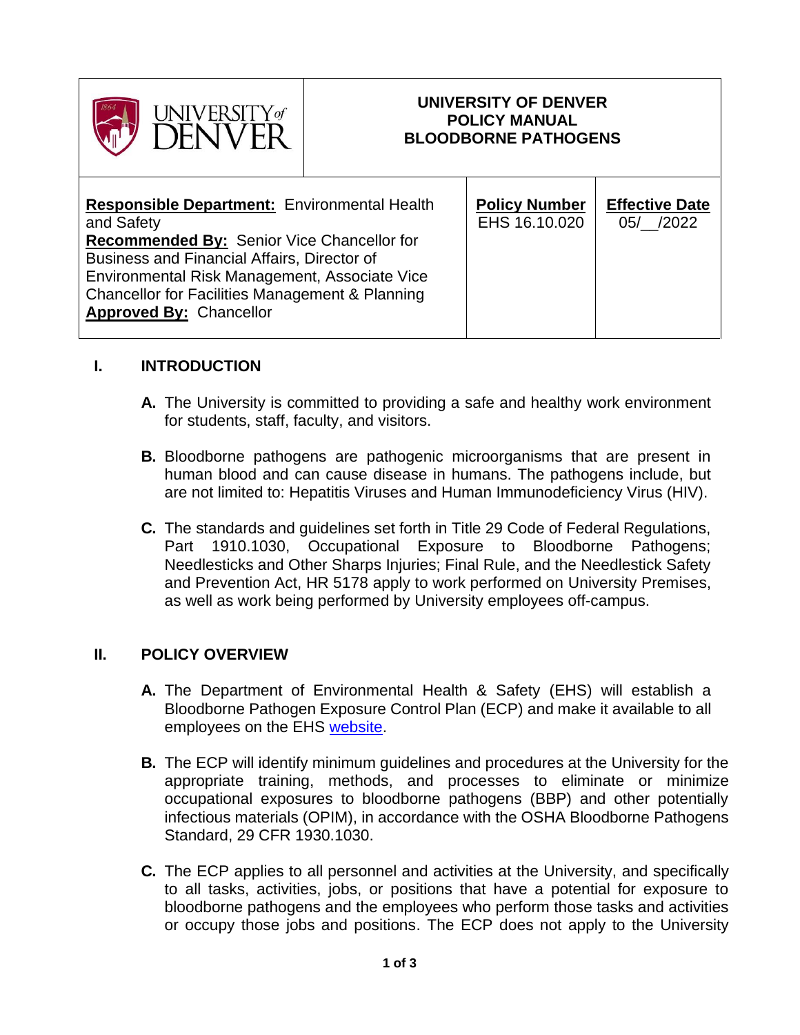| UNIVERSITY of DENVER | UNIVERSITY OF DENVER<br>POLICY MANUAL<br>BLOODBORNE PATHOGENS | |
|---|---|---|
| **Responsible Department:** Environmental Health and Safety<br>**Recommended By:** Senior Vice Chancellor for Business and Financial Affairs, Director of Environmental Risk Management, Associate Vice Chancellor for Facilities Management & Planning<br>**Approved By:** Chancellor | **Policy Number**<br>EHS 16.10.020 | **Effective Date**<br>05/__/2022 |

## I. INTRODUCTION

**A.** The University is committed to providing a safe and healthy work environment for students, staff, faculty, and visitors.

**B.** Bloodborne pathogens are pathogenic microorganisms that are present in human blood and can cause disease in humans. The pathogens include, but are not limited to: Hepatitis Viruses and Human Immunodeficiency Virus (HIV).

**C.** The standards and guidelines set forth in Title 29 Code of Federal Regulations, Part 1910.1030, Occupational Exposure to Bloodborne Pathogens; Needlesticks and Other Sharps Injuries; Final Rule, and the Needlestick Safety and Prevention Act, HR 5178 apply to work performed on University Premises, as well as work being performed by University employees off-campus.

## II. POLICY OVERVIEW

**A.** The Department of Environmental Health & Safety (EHS) will establish a Bloodborne Pathogen Exposure Control Plan (ECP) and make it available to all employees on the EHS website.

**B.** The ECP will identify minimum guidelines and procedures at the University for the appropriate training, methods, and processes to eliminate or minimize occupational exposures to bloodborne pathogens (BBP) and other potentially infectious materials (OPIM), in accordance with the OSHA Bloodborne Pathogens Standard, 29 CFR 1930.1030.

**C.** The ECP applies to all personnel and activities at the University, and specifically to all tasks, activities, jobs, or positions that have a potential for exposure to bloodborne pathogens and the employees who perform those tasks and activities or occupy those jobs and positions. The ECP does not apply to the University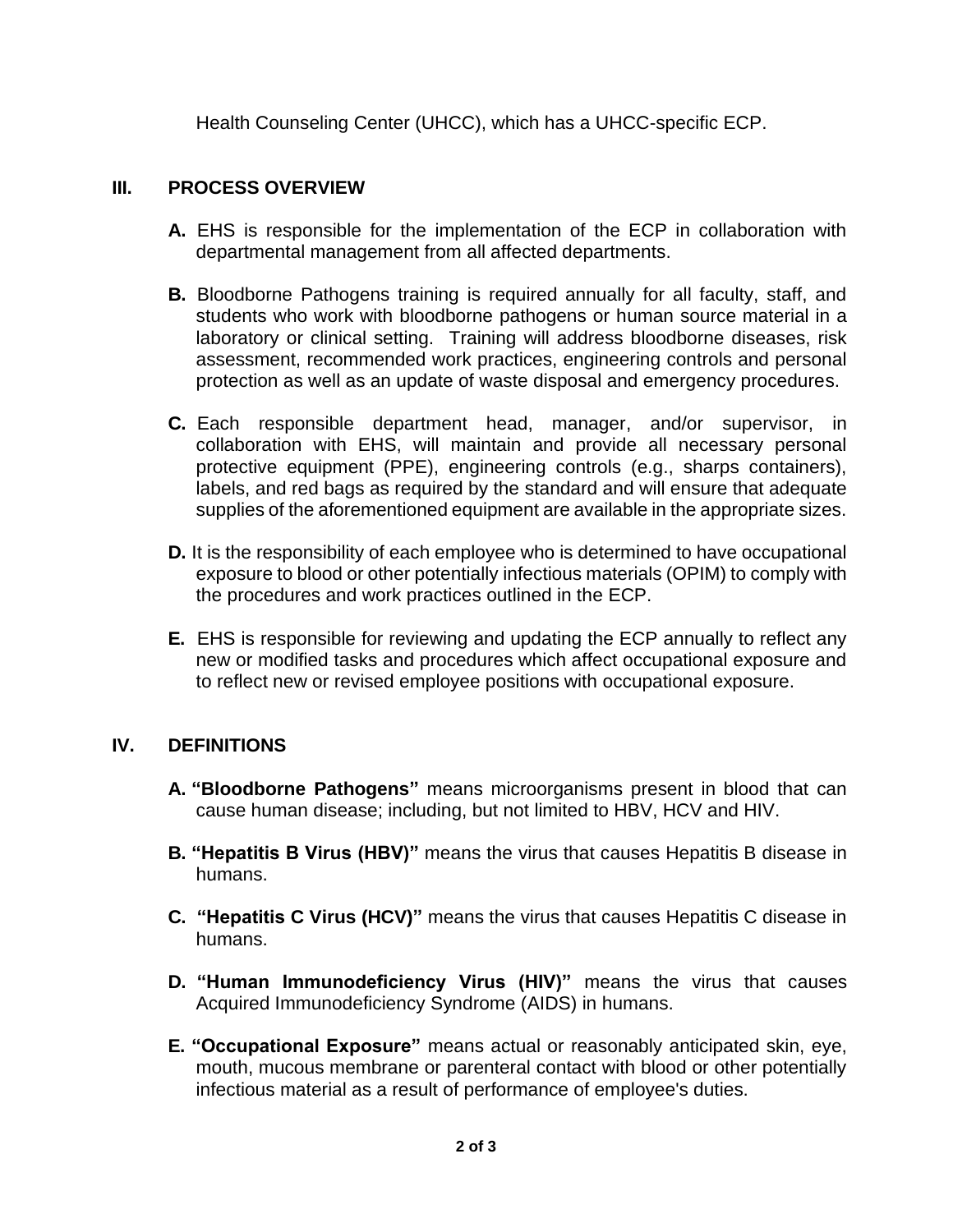Health Counseling Center (UHCC), which has a UHCC-specific ECP.

## III. PROCESS OVERVIEW

**A.** EHS is responsible for the implementation of the ECP in collaboration with departmental management from all affected departments.

**B.** Bloodborne Pathogens training is required annually for all faculty, staff, and students who work with bloodborne pathogens or human source material in a laboratory or clinical setting. Training will address bloodborne diseases, risk assessment, recommended work practices, engineering controls and personal protection as well as an update of waste disposal and emergency procedures.

**C.** Each responsible department head, manager, and/or supervisor, in collaboration with EHS, will maintain and provide all necessary personal protective equipment (PPE), engineering controls (e.g., sharps containers), labels, and red bags as required by the standard and will ensure that adequate supplies of the aforementioned equipment are available in the appropriate sizes.

**D.** It is the responsibility of each employee who is determined to have occupational exposure to blood or other potentially infectious materials (OPIM) to comply with the procedures and work practices outlined in the ECP.

**E.** EHS is responsible for reviewing and updating the ECP annually to reflect any new or modified tasks and procedures which affect occupational exposure and to reflect new or revised employee positions with occupational exposure.

## IV. DEFINITIONS

**A. "Bloodborne Pathogens"** means microorganisms present in blood that can cause human disease; including, but not limited to HBV, HCV and HIV.

**B. "Hepatitis B Virus (HBV)"** means the virus that causes Hepatitis B disease in humans.

**C. "Hepatitis C Virus (HCV)"** means the virus that causes Hepatitis C disease in humans.

**D. "Human Immunodeficiency Virus (HIV)"** means the virus that causes Acquired Immunodeficiency Syndrome (AIDS) in humans.

**E. "Occupational Exposure"** means actual or reasonably anticipated skin, eye, mouth, mucous membrane or parenteral contact with blood or other potentially infectious material as a result of performance of employee's duties.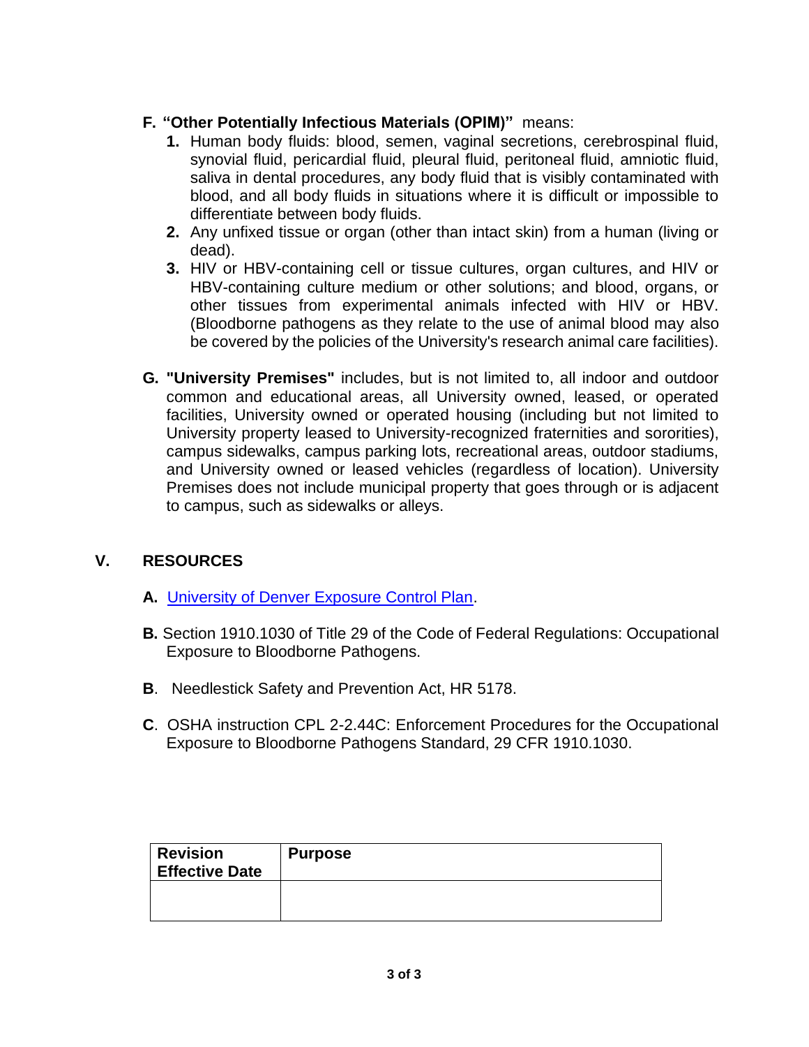**F. "Other Potentially Infectious Materials (OPIM)"** means:

1. Human body fluids: blood, semen, vaginal secretions, cerebrospinal fluid, synovial fluid, pericardial fluid, pleural fluid, peritoneal fluid, amniotic fluid, saliva in dental procedures, any body fluid that is visibly contaminated with blood, and all body fluids in situations where it is difficult or impossible to differentiate between body fluids.
2. Any unfixed tissue or organ (other than intact skin) from a human (living or dead).
3. HIV or HBV-containing cell or tissue cultures, organ cultures, and HIV or HBV-containing culture medium or other solutions; and blood, organs, or other tissues from experimental animals infected with HIV or HBV. (Bloodborne pathogens as they relate to the use of animal blood may also be covered by the policies of the University's research animal care facilities).

**G. "University Premises"** includes, but is not limited to, all indoor and outdoor common and educational areas, all University owned, leased, or operated facilities, University owned or operated housing (including but not limited to University property leased to University-recognized fraternities and sororities), campus sidewalks, campus parking lots, recreational areas, outdoor stadiums, and University owned or leased vehicles (regardless of location). University Premises does not include municipal property that goes through or is adjacent to campus, such as sidewalks or alleys.

## V. RESOURCES

**A.** University of Denver Exposure Control Plan.

**B.** Section 1910.1030 of Title 29 of the Code of Federal Regulations: Occupational Exposure to Bloodborne Pathogens.

**B**. Needlestick Safety and Prevention Act, HR 5178.

**C**. OSHA instruction CPL 2-2.44C: Enforcement Procedures for the Occupational Exposure to Bloodborne Pathogens Standard, 29 CFR 1910.1030.

| Revision Effective Date | Purpose |
| --- | --- |
| | |